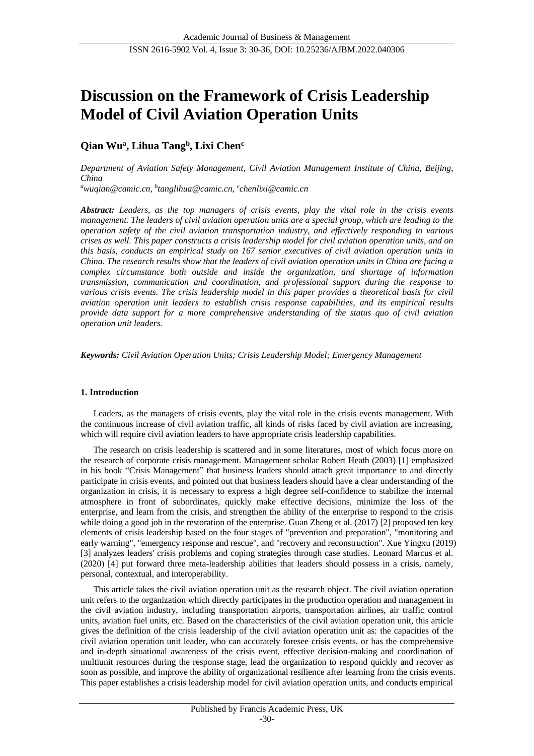# Discussion on the Framework of Crisis Leadership Model of Civil Aviation Operation Units

**Qian Wu[a], Lihua Tang[b], Lixi Chen[c]**

*Department of Aviation Safety Management, Civil Aviation Management Institute of China, Beijing, China*

*[a]wuqian@camic.cn, [b]tanglihua@camic.cn, [c]chenlixi@camic.cn*

***Abstract:** Leaders, as the top managers of crisis events, play the vital role in the crisis events management. The leaders of civil aviation operation units are a special group, which are leading to the operation safety of the civil aviation transportation industry, and effectively responding to various crises as well. This paper constructs a crisis leadership model for civil aviation operation units, and on this basis, conducts an empirical study on 167 senior executives of civil aviation operation units in China. The research results show that the leaders of civil aviation operation units in China are facing a complex circumstance both outside and inside the organization, and shortage of information transmission, communication and coordination, and professional support during the response to various crisis events. The crisis leadership model in this paper provides a theoretical basis for civil aviation operation unit leaders to establish crisis response capabilities, and its empirical results provide data support for a more comprehensive understanding of the status quo of civil aviation operation unit leaders.*

***Keywords:** Civil Aviation Operation Units; Crisis Leadership Model; Emergency Management*

## 1. Introduction

Leaders, as the managers of crisis events, play the vital role in the crisis events management. With the continuous increase of civil aviation traffic, all kinds of risks faced by civil aviation are increasing, which will require civil aviation leaders to have appropriate crisis leadership capabilities.

The research on crisis leadership is scattered and in some literatures, most of which focus more on the research of corporate crisis management. Management scholar Robert Heath (2003) [1] emphasized in his book "Crisis Management" that business leaders should attach great importance to and directly participate in crisis events, and pointed out that business leaders should have a clear understanding of the organization in crisis, it is necessary to express a high degree self-confidence to stabilize the internal atmosphere in front of subordinates, quickly make effective decisions, minimize the loss of the enterprise, and learn from the crisis, and strengthen the ability of the enterprise to respond to the crisis while doing a good job in the restoration of the enterprise. Guan Zheng et al. (2017) [2] proposed ten key elements of crisis leadership based on the four stages of "prevention and preparation", "monitoring and early warning", "emergency response and rescue", and "recovery and reconstruction". Xue Yingxu (2019) [3] analyzes leaders' crisis problems and coping strategies through case studies. Leonard Marcus et al. (2020) [4] put forward three meta-leadership abilities that leaders should possess in a crisis, namely, personal, contextual, and interoperability.

This article takes the civil aviation operation unit as the research object. The civil aviation operation unit refers to the organization which directly participates in the production operation and management in the civil aviation industry, including transportation airports, transportation airlines, air traffic control units, aviation fuel units, etc. Based on the characteristics of the civil aviation operation unit, this article gives the definition of the crisis leadership of the civil aviation operation unit as: the capacities of the civil aviation operation unit leader, who can accurately foresee crisis events, or has the comprehensive and in-depth situational awareness of the crisis event, effective decision-making and coordination of multiunit resources during the response stage, lead the organization to respond quickly and recover as soon as possible, and improve the ability of organizational resilience after learning from the crisis events. This paper establishes a crisis leadership model for civil aviation operation units, and conducts empirical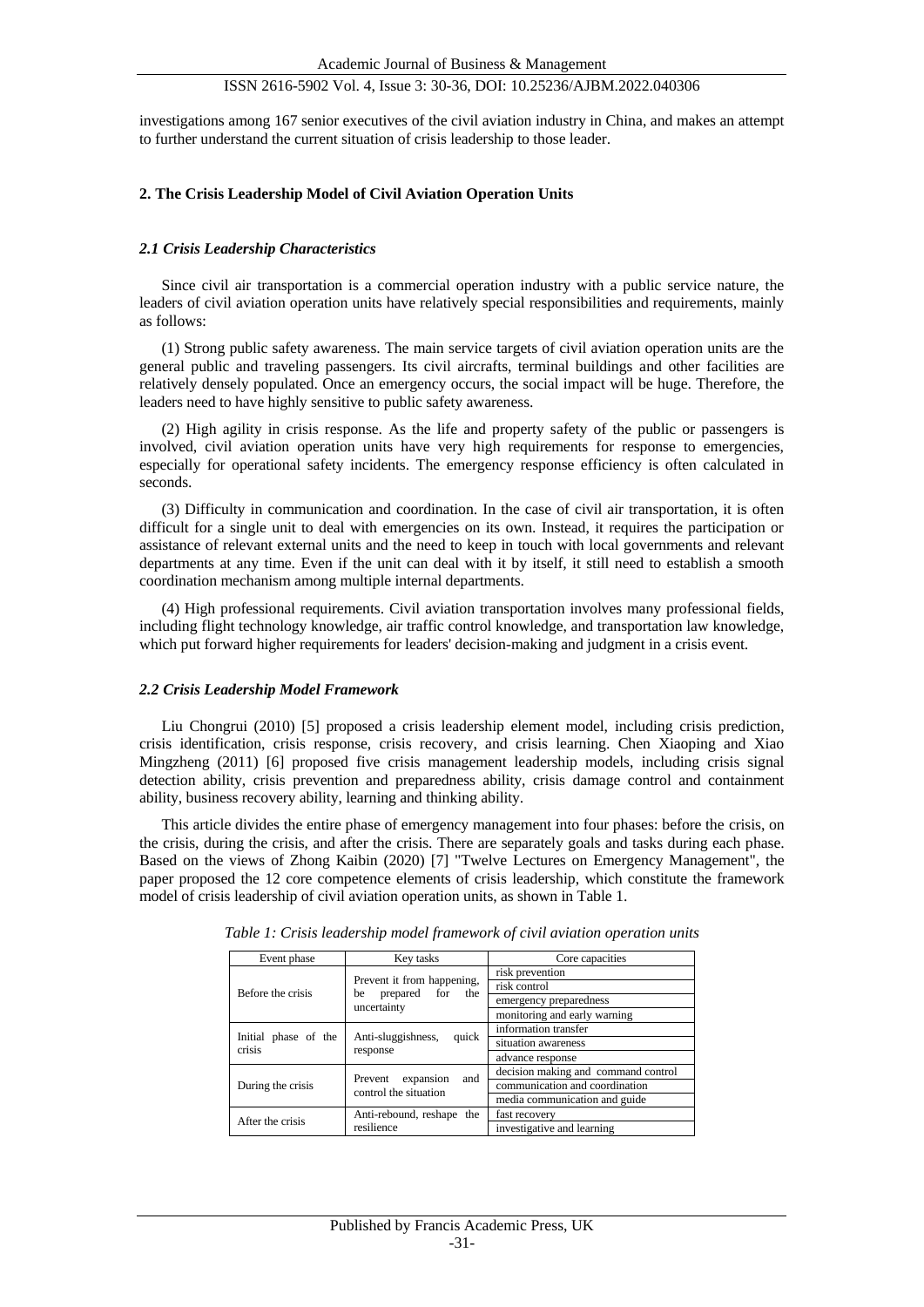investigations among 167 senior executives of the civil aviation industry in China, and makes an attempt to further understand the current situation of crisis leadership to those leader.

## 2. The Crisis Leadership Model of Civil Aviation Operation Units

### *2.1 Crisis Leadership Characteristics*

Since civil air transportation is a commercial operation industry with a public service nature, the leaders of civil aviation operation units have relatively special responsibilities and requirements, mainly as follows:

(1) Strong public safety awareness. The main service targets of civil aviation operation units are the general public and traveling passengers. Its civil aircrafts, terminal buildings and other facilities are relatively densely populated. Once an emergency occurs, the social impact will be huge. Therefore, the leaders need to have highly sensitive to public safety awareness.

(2) High agility in crisis response. As the life and property safety of the public or passengers is involved, civil aviation operation units have very high requirements for response to emergencies, especially for operational safety incidents. The emergency response efficiency is often calculated in seconds.

(3) Difficulty in communication and coordination. In the case of civil air transportation, it is often difficult for a single unit to deal with emergencies on its own. Instead, it requires the participation or assistance of relevant external units and the need to keep in touch with local governments and relevant departments at any time. Even if the unit can deal with it by itself, it still need to establish a smooth coordination mechanism among multiple internal departments.

(4) High professional requirements. Civil aviation transportation involves many professional fields, including flight technology knowledge, air traffic control knowledge, and transportation law knowledge, which put forward higher requirements for leaders' decision-making and judgment in a crisis event.

### *2.2 Crisis Leadership Model Framework*

Liu Chongrui (2010) [5] proposed a crisis leadership element model, including crisis prediction, crisis identification, crisis response, crisis recovery, and crisis learning. Chen Xiaoping and Xiao Mingzheng (2011) [6] proposed five crisis management leadership models, including crisis signal detection ability, crisis prevention and preparedness ability, crisis damage control and containment ability, business recovery ability, learning and thinking ability.

This article divides the entire phase of emergency management into four phases: before the crisis, on the crisis, during the crisis, and after the crisis. There are separately goals and tasks during each phase. Based on the views of Zhong Kaibin (2020) [7] "Twelve Lectures on Emergency Management", the paper proposed the 12 core competence elements of crisis leadership, which constitute the framework model of crisis leadership of civil aviation operation units, as shown in Table 1.

*Table 1: Crisis leadership model framework of civil aviation operation units*

| Event phase | Key tasks | Core capacities |
|---|---|---|
| Before the crisis | Prevent it from happening, be prepared for the uncertainty | risk prevention |
| | | risk control |
| | | emergency preparedness |
| | | monitoring and early warning |
| Initial phase of the crisis | Anti-sluggishness, quick response | information transfer |
| | | situation awareness |
| | | advance response |
| During the crisis | Prevent expansion and control the situation | decision making and command control |
| | | communication and coordination |
| | | media communication and guide |
| After the crisis | Anti-rebound, reshape the resilience | fast recovery |
| | | investigative and learning |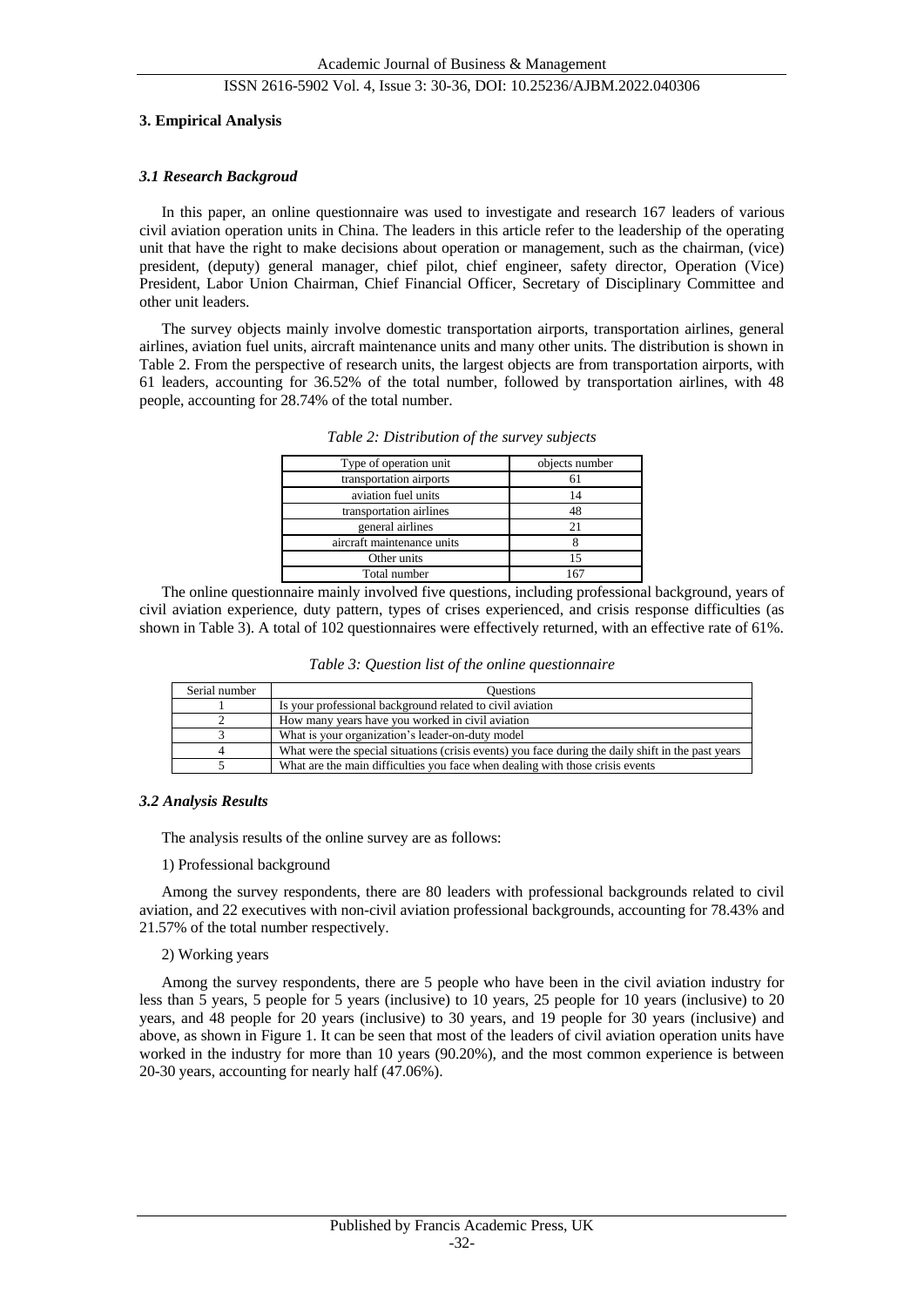## 3. Empirical Analysis

### *3.1 Research Backgroud*

In this paper, an online questionnaire was used to investigate and research 167 leaders of various civil aviation operation units in China. The leaders in this article refer to the leadership of the operating unit that have the right to make decisions about operation or management, such as the chairman, (vice) president, (deputy) general manager, chief pilot, chief engineer, safety director, Operation (Vice) President, Labor Union Chairman, Chief Financial Officer, Secretary of Disciplinary Committee and other unit leaders.

The survey objects mainly involve domestic transportation airports, transportation airlines, general airlines, aviation fuel units, aircraft maintenance units and many other units. The distribution is shown in Table 2. From the perspective of research units, the largest objects are from transportation airports, with 61 leaders, accounting for 36.52% of the total number, followed by transportation airlines, with 48 people, accounting for 28.74% of the total number.

*Table 2: Distribution of the survey subjects*

| Type of operation unit | objects number |
| --- | --- |
| transportation airports | 61 |
| aviation fuel units | 14 |
| transportation airlines | 48 |
| general airlines | 21 |
| aircraft maintenance units | 8 |
| Other units | 15 |
| Total number | 167 |

The online questionnaire mainly involved five questions, including professional background, years of civil aviation experience, duty pattern, types of crises experienced, and crisis response difficulties (as shown in Table 3). A total of 102 questionnaires were effectively returned, with an effective rate of 61%.

*Table 3: Question list of the online questionnaire*

| Serial number | Questions |
| --- | --- |
| 1 | Is your professional background related to civil aviation |
| 2 | How many years have you worked in civil aviation |
| 3 | What is your organization's leader-on-duty model |
| 4 | What were the special situations (crisis events) you face during the daily shift in the past years |
| 5 | What are the main difficulties you face when dealing with those crisis events |

### *3.2 Analysis Results*

The analysis results of the online survey are as follows:

1) Professional background

Among the survey respondents, there are 80 leaders with professional backgrounds related to civil aviation, and 22 executives with non-civil aviation professional backgrounds, accounting for 78.43% and 21.57% of the total number respectively.

2) Working years

Among the survey respondents, there are 5 people who have been in the civil aviation industry for less than 5 years, 5 people for 5 years (inclusive) to 10 years, 25 people for 10 years (inclusive) to 20 years, and 48 people for 20 years (inclusive) to 30 years, and 19 people for 30 years (inclusive) and above, as shown in Figure 1. It can be seen that most of the leaders of civil aviation operation units have worked in the industry for more than 10 years (90.20%), and the most common experience is between 20-30 years, accounting for nearly half (47.06%).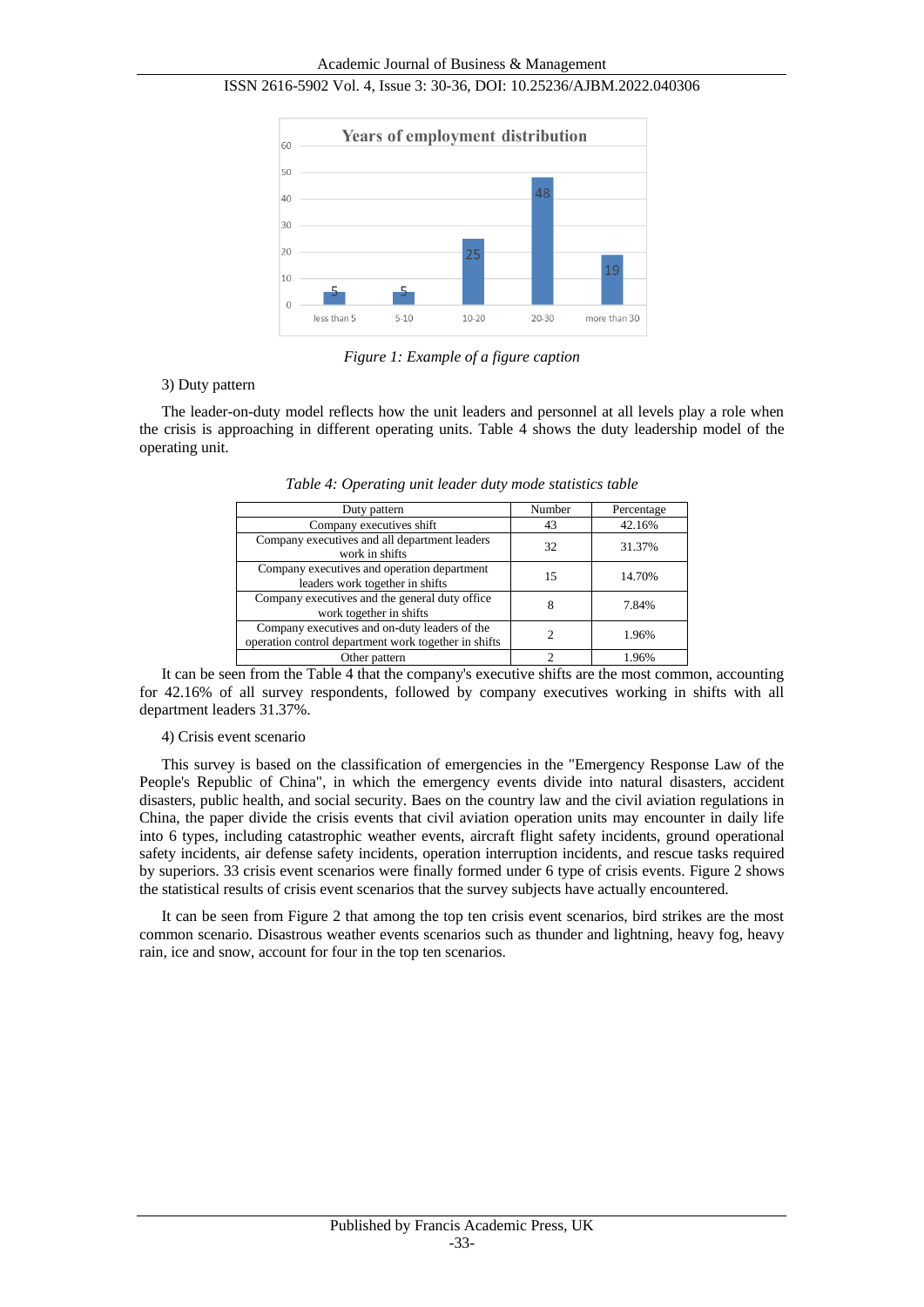Figure 1: Example of a figure caption

3) Duty pattern

The leader-on-duty model reflects how the unit leaders and personnel at all levels play a role when the crisis is approaching in different operating units. Table 4 shows the duty leadership model of the operating unit.

*Table 4: Operating unit leader duty mode statistics table*

| Duty pattern | Number | Percentage |
|---|---|---|
| Company executives shift | 43 | 42.16% |
| Company executives and all department leaders work in shifts | 32 | 31.37% |
| Company executives and operation department leaders work together in shifts | 15 | 14.70% |
| Company executives and the general duty office work together in shifts | 8 | 7.84% |
| Company executives and on-duty leaders of the operation control department work together in shifts | 2 | 1.96% |
| Other pattern | 2 | 1.96% |

It can be seen from the Table 4 that the company's executive shifts are the most common, accounting for 42.16% of all survey respondents, followed by company executives working in shifts with all department leaders 31.37%.

4) Crisis event scenario

This survey is based on the classification of emergencies in the "Emergency Response Law of the People's Republic of China", in which the emergency events divide into natural disasters, accident disasters, public health, and social security. Baes on the country law and the civil aviation regulations in China, the paper divide the crisis events that civil aviation operation units may encounter in daily life into 6 types, including catastrophic weather events, aircraft flight safety incidents, ground operational safety incidents, air defense safety incidents, operation interruption incidents, and rescue tasks required by superiors. 33 crisis event scenarios were finally formed under 6 type of crisis events. Figure 2 shows the statistical results of crisis event scenarios that the survey subjects have actually encountered.

It can be seen from Figure 2 that among the top ten crisis event scenarios, bird strikes are the most common scenario. Disastrous weather events scenarios such as thunder and lightning, heavy fog, heavy rain, ice and snow, account for four in the top ten scenarios.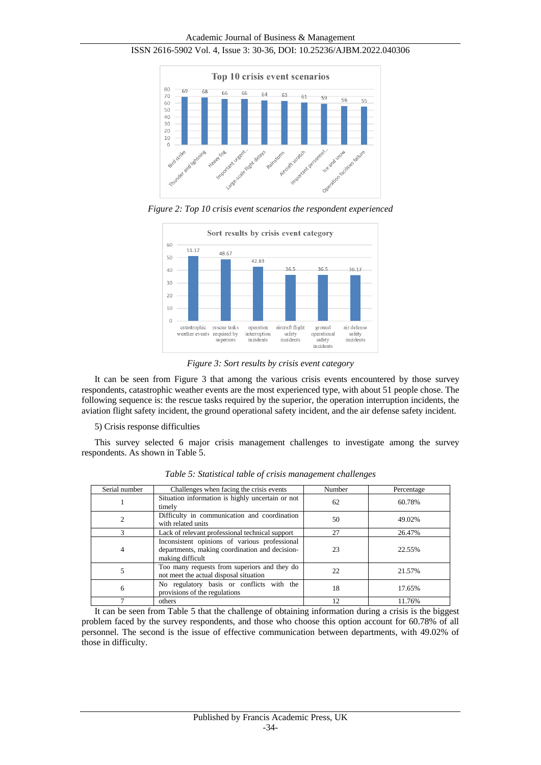*Figure 2: Top 10 crisis event scenarios the respondent experienced*

*Figure 3: Sort results by crisis event category*

It can be seen from Figure 3 that among the various crisis events encountered by those survey respondents, catastrophic weather events are the most experienced type, with about 51 people chose. The following sequence is: the rescue tasks required by the superior, the operation interruption incidents, the aviation flight safety incident, the ground operational safety incident, and the air defense safety incident.

5) Crisis response difficulties

This survey selected 6 major crisis management challenges to investigate among the survey respondents. As shown in Table 5.

*Table 5: Statistical table of crisis management challenges*

| Serial number | Challenges when facing the crisis events | Number | Percentage |
|---|---|---|---|
| 1 | Situation information is highly uncertain or not timely | 62 | 60.78% |
| 2 | Difficulty in communication and coordination with related units | 50 | 49.02% |
| 3 | Lack of relevant professional technical support | 27 | 26.47% |
| 4 | Inconsistent opinions of various professional departments, making coordination and decision-making difficult | 23 | 22.55% |
| 5 | Too many requests from superiors and they do not meet the actual disposal situation | 22 | 21.57% |
| 6 | No regulatory basis or conflicts with the provisions of the regulations | 18 | 17.65% |
| 7 | others | 12 | 11.76% |

It can be seen from Table 5 that the challenge of obtaining information during a crisis is the biggest problem faced by the survey respondents, and those who choose this option account for 60.78% of all personnel. The second is the issue of effective communication between departments, with 49.02% of those in difficulty.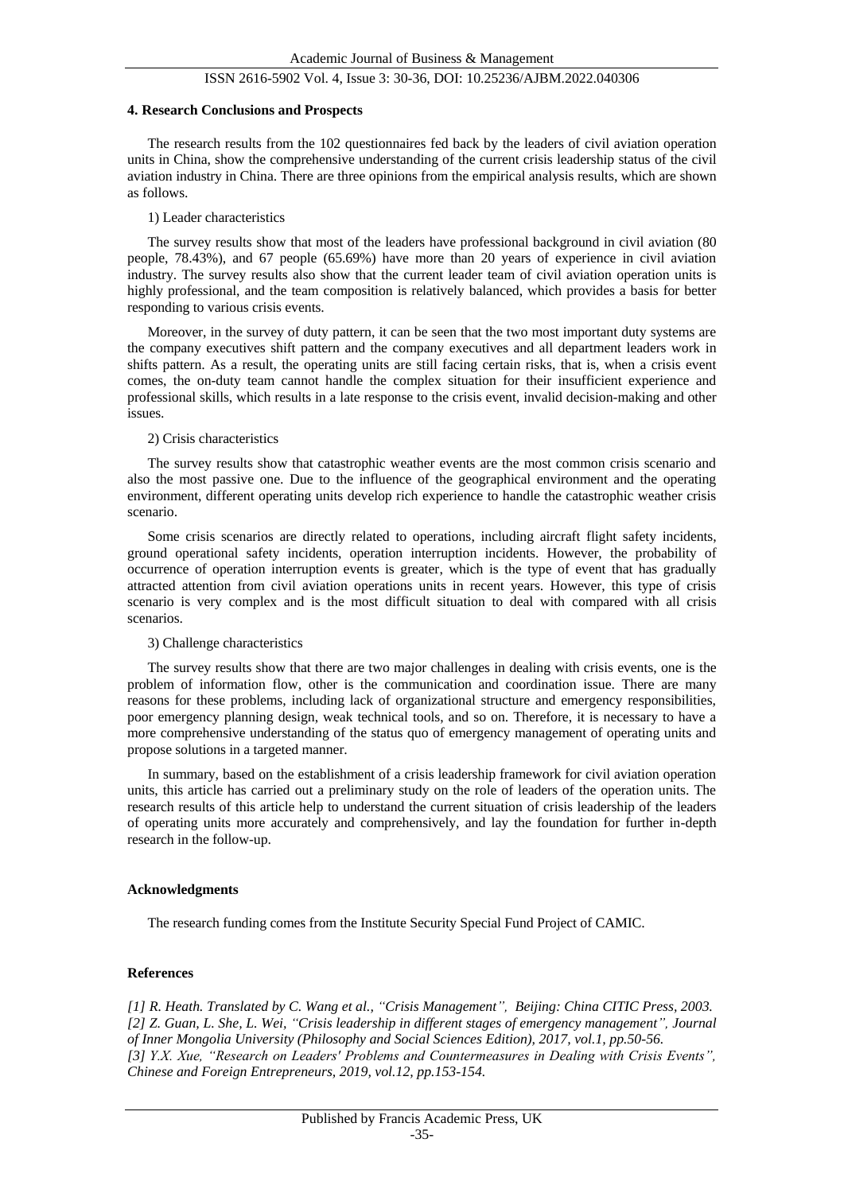## 4. Research Conclusions and Prospects

The research results from the 102 questionnaires fed back by the leaders of civil aviation operation units in China, show the comprehensive understanding of the current crisis leadership status of the civil aviation industry in China. There are three opinions from the empirical analysis results, which are shown as follows.

1) Leader characteristics

The survey results show that most of the leaders have professional background in civil aviation (80 people, 78.43%), and 67 people (65.69%) have more than 20 years of experience in civil aviation industry. The survey results also show that the current leader team of civil aviation operation units is highly professional, and the team composition is relatively balanced, which provides a basis for better responding to various crisis events.

Moreover, in the survey of duty pattern, it can be seen that the two most important duty systems are the company executives shift pattern and the company executives and all department leaders work in shifts pattern. As a result, the operating units are still facing certain risks, that is, when a crisis event comes, the on-duty team cannot handle the complex situation for their insufficient experience and professional skills, which results in a late response to the crisis event, invalid decision-making and other issues.

2) Crisis characteristics

The survey results show that catastrophic weather events are the most common crisis scenario and also the most passive one. Due to the influence of the geographical environment and the operating environment, different operating units develop rich experience to handle the catastrophic weather crisis scenario.

Some crisis scenarios are directly related to operations, including aircraft flight safety incidents, ground operational safety incidents, operation interruption incidents. However, the probability of occurrence of operation interruption events is greater, which is the type of event that has gradually attracted attention from civil aviation operations units in recent years. However, this type of crisis scenario is very complex and is the most difficult situation to deal with compared with all crisis scenarios.

3) Challenge characteristics

The survey results show that there are two major challenges in dealing with crisis events, one is the problem of information flow, other is the communication and coordination issue. There are many reasons for these problems, including lack of organizational structure and emergency responsibilities, poor emergency planning design, weak technical tools, and so on. Therefore, it is necessary to have a more comprehensive understanding of the status quo of emergency management of operating units and propose solutions in a targeted manner.

In summary, based on the establishment of a crisis leadership framework for civil aviation operation units, this article has carried out a preliminary study on the role of leaders of the operation units. The research results of this article help to understand the current situation of crisis leadership of the leaders of operating units more accurately and comprehensively, and lay the foundation for further in-depth research in the follow-up.

## Acknowledgments

The research funding comes from the Institute Security Special Fund Project of CAMIC.

## References

*[1] R. Heath. Translated by C. Wang et al., "Crisis Management", Beijing: China CITIC Press, 2003.*

*[2] Z. Guan, L. She, L. Wei, "Crisis leadership in different stages of emergency management", Journal of Inner Mongolia University (Philosophy and Social Sciences Edition), 2017, vol.1, pp.50-56.*

*[3] Y.X. Xue, "Research on Leaders' Problems and Countermeasures in Dealing with Crisis Events", Chinese and Foreign Entrepreneurs, 2019, vol.12, pp.153-154.*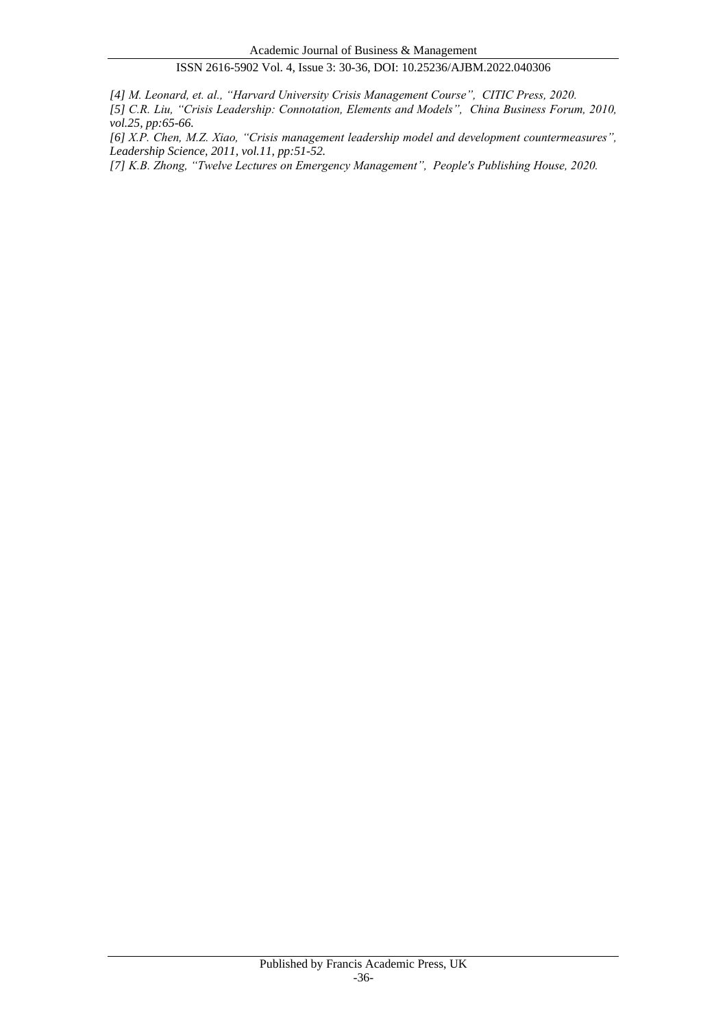*[4] M. Leonard, et. al., "Harvard University Crisis Management Course", CITIC Press, 2020.*

*[5] C.R. Liu, "Crisis Leadership: Connotation, Elements and Models", China Business Forum, 2010, vol.25, pp:65-66.*

*[6] X.P. Chen, M.Z. Xiao, "Crisis management leadership model and development countermeasures", Leadership Science, 2011, vol.11, pp:51-52.*

*[7] K.B. Zhong, "Twelve Lectures on Emergency Management", People's Publishing House, 2020.*